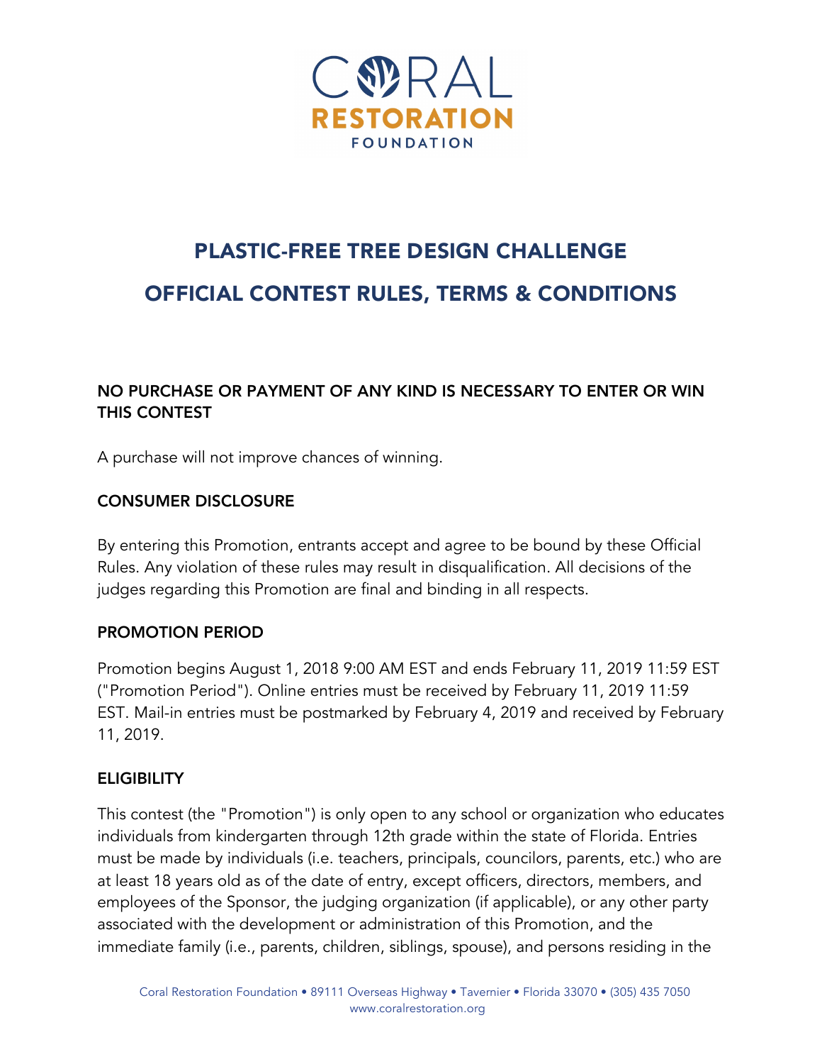CORAL RESTORATION FOUNDATION

# PLASTIC-FREE TREE DESIGN CHALLENGE

# OFFICIAL CONTEST RULES, TERMS & CONDITIONS

### NO PURCHASE OR PAYMENT OF ANY KIND IS NECESSARY TO ENTER OR WIN THIS CONTEST

A purchase will not improve chances of winning.

### CONSUMER DISCLOSURE

By entering this Promotion, entrants accept and agree to be bound by these Official Rules. Any violation of these rules may result in disqualification. All decisions of the judges regarding this Promotion are final and binding in all respects.

### PROMOTION PERIOD

Promotion begins August 1, 2018 9:00 AM EST and ends February 11, 2019 11:59 EST ("Promotion Period"). Online entries must be received by February 11, 2019 11:59 EST. Mail-in entries must be postmarked by February 4, 2019 and received by February 11, 2019.

### ELIGIBILITY

This contest (the "Promotion") is only open to any school or organization who educates individuals from kindergarten through 12th grade within the state of Florida. Entries must be made by individuals (i.e. teachers, principals, councilors, parents, etc.) who are at least 18 years old as of the date of entry, except officers, directors, members, and employees of the Sponsor, the judging organization (if applicable), or any other party associated with the development or administration of this Promotion, and the immediate family (i.e., parents, children, siblings, spouse), and persons residing in the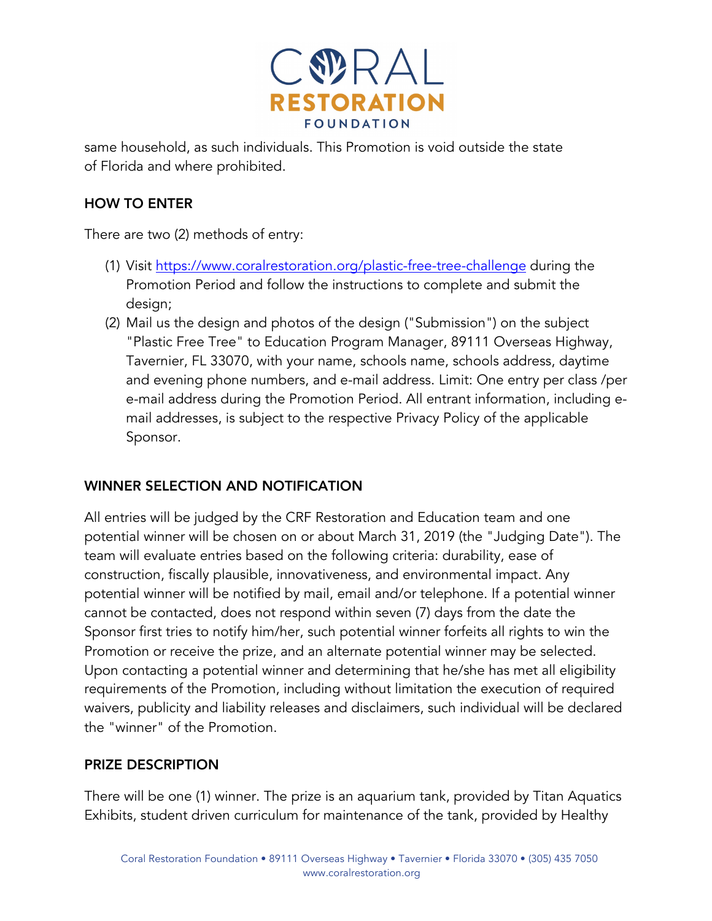same household, as such individuals. This Promotion is void outside the state of Florida and where prohibited.

## HOW TO ENTER

There are two (2) methods of entry:

(1) Visit https://www.coralrestoration.org/plastic-free-tree-challenge during the Promotion Period and follow the instructions to complete and submit the design;

(2) Mail us the design and photos of the design ("Submission") on the subject "Plastic Free Tree" to Education Program Manager, 89111 Overseas Highway, Tavernier, FL 33070, with your name, schools name, schools address, daytime and evening phone numbers, and e-mail address. Limit: One entry per class /per e-mail address during the Promotion Period. All entrant information, including e-mail addresses, is subject to the respective Privacy Policy of the applicable Sponsor.

## WINNER SELECTION AND NOTIFICATION

All entries will be judged by the CRF Restoration and Education team and one potential winner will be chosen on or about March 31, 2019 (the "Judging Date"). The team will evaluate entries based on the following criteria: durability, ease of construction, fiscally plausible, innovativeness, and environmental impact. Any potential winner will be notified by mail, email and/or telephone. If a potential winner cannot be contacted, does not respond within seven (7) days from the date the Sponsor first tries to notify him/her, such potential winner forfeits all rights to win the Promotion or receive the prize, and an alternate potential winner may be selected. Upon contacting a potential winner and determining that he/she has met all eligibility requirements of the Promotion, including without limitation the execution of required waivers, publicity and liability releases and disclaimers, such individual will be declared the "winner" of the Promotion.

## PRIZE DESCRIPTION

There will be one (1) winner. The prize is an aquarium tank, provided by Titan Aquatics Exhibits, student driven curriculum for maintenance of the tank, provided by Healthy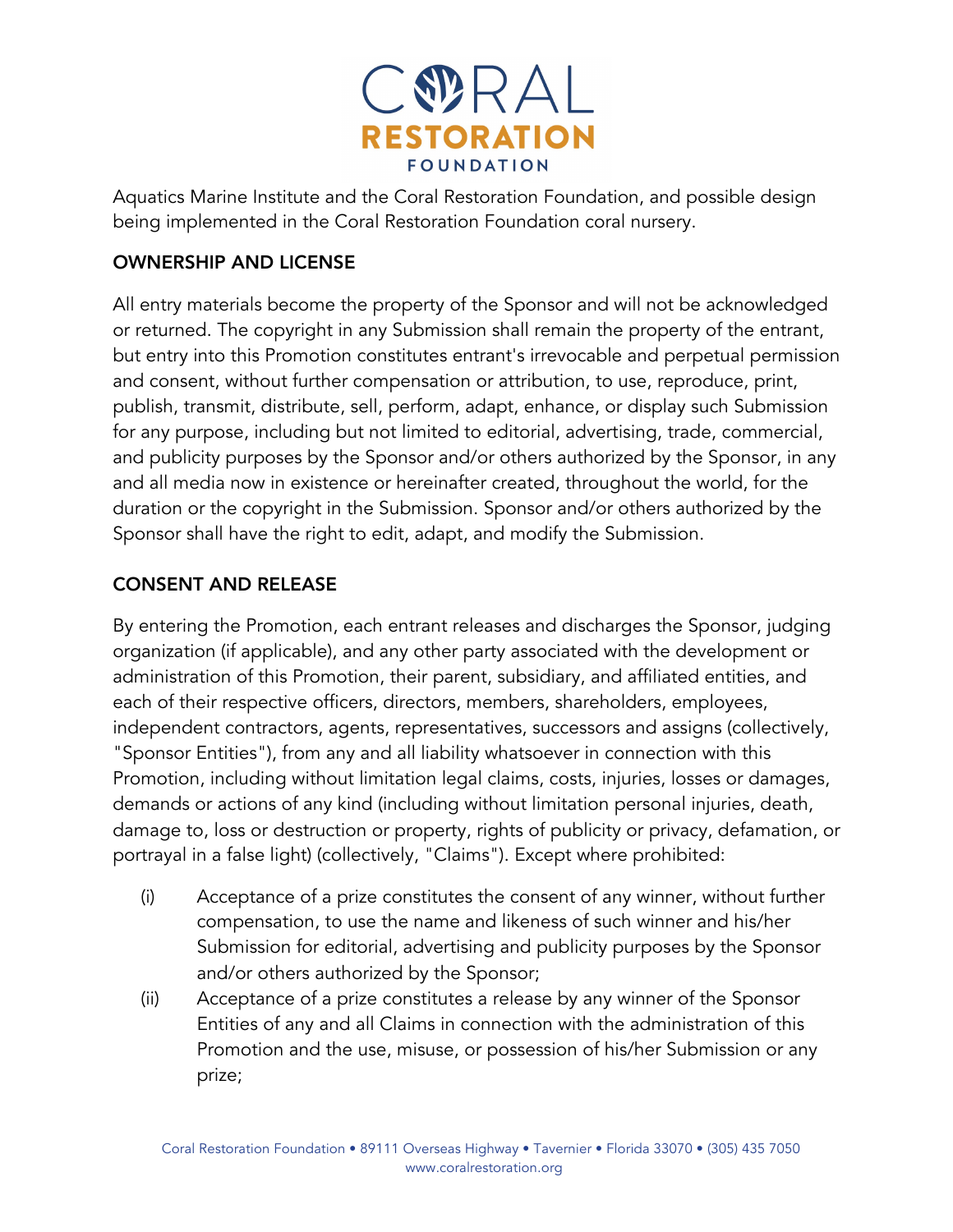Aquatics Marine Institute and the Coral Restoration Foundation, and possible design being implemented in the Coral Restoration Foundation coral nursery.

## OWNERSHIP AND LICENSE

All entry materials become the property of the Sponsor and will not be acknowledged or returned. The copyright in any Submission shall remain the property of the entrant, but entry into this Promotion constitutes entrant's irrevocable and perpetual permission and consent, without further compensation or attribution, to use, reproduce, print, publish, transmit, distribute, sell, perform, adapt, enhance, or display such Submission for any purpose, including but not limited to editorial, advertising, trade, commercial, and publicity purposes by the Sponsor and/or others authorized by the Sponsor, in any and all media now in existence or hereinafter created, throughout the world, for the duration or the copyright in the Submission. Sponsor and/or others authorized by the Sponsor shall have the right to edit, adapt, and modify the Submission.

## CONSENT AND RELEASE

By entering the Promotion, each entrant releases and discharges the Sponsor, judging organization (if applicable), and any other party associated with the development or administration of this Promotion, their parent, subsidiary, and affiliated entities, and each of their respective officers, directors, members, shareholders, employees, independent contractors, agents, representatives, successors and assigns (collectively, "Sponsor Entities"), from any and all liability whatsoever in connection with this Promotion, including without limitation legal claims, costs, injuries, losses or damages, demands or actions of any kind (including without limitation personal injuries, death, damage to, loss or destruction or property, rights of publicity or privacy, defamation, or portrayal in a false light) (collectively, "Claims"). Except where prohibited:

(i) Acceptance of a prize constitutes the consent of any winner, without further compensation, to use the name and likeness of such winner and his/her Submission for editorial, advertising and publicity purposes by the Sponsor and/or others authorized by the Sponsor;

(ii) Acceptance of a prize constitutes a release by any winner of the Sponsor Entities of any and all Claims in connection with the administration of this Promotion and the use, misuse, or possession of his/her Submission or any prize;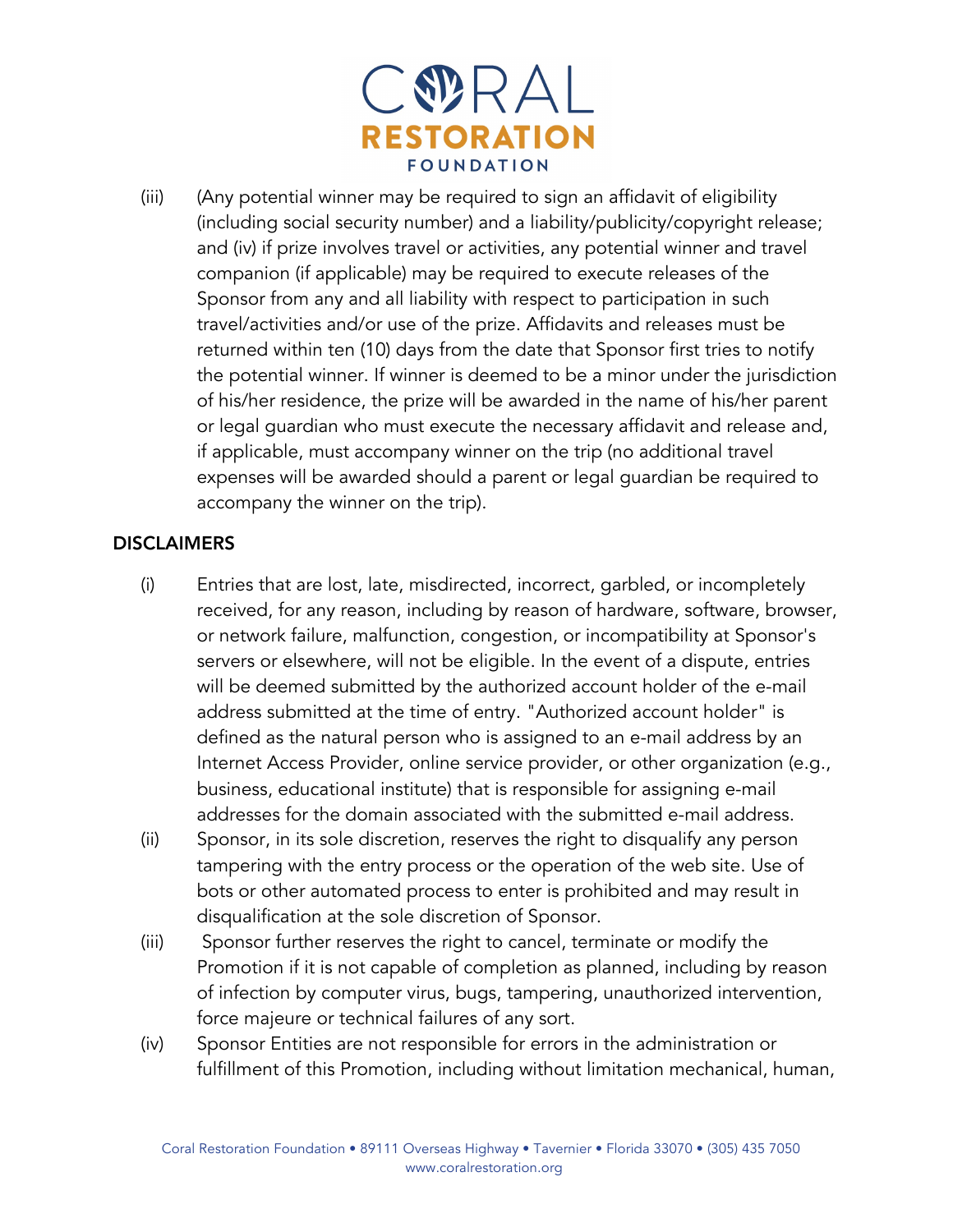(iii) (Any potential winner may be required to sign an affidavit of eligibility (including social security number) and a liability/publicity/copyright release; and (iv) if prize involves travel or activities, any potential winner and travel companion (if applicable) may be required to execute releases of the Sponsor from any and all liability with respect to participation in such travel/activities and/or use of the prize. Affidavits and releases must be returned within ten (10) days from the date that Sponsor first tries to notify the potential winner. If winner is deemed to be a minor under the jurisdiction of his/her residence, the prize will be awarded in the name of his/her parent or legal guardian who must execute the necessary affidavit and release and, if applicable, must accompany winner on the trip (no additional travel expenses will be awarded should a parent or legal guardian be required to accompany the winner on the trip).

**DISCLAIMERS**

(i) Entries that are lost, late, misdirected, incorrect, garbled, or incompletely received, for any reason, including by reason of hardware, software, browser, or network failure, malfunction, congestion, or incompatibility at Sponsor's servers or elsewhere, will not be eligible. In the event of a dispute, entries will be deemed submitted by the authorized account holder of the e-mail address submitted at the time of entry. "Authorized account holder" is defined as the natural person who is assigned to an e-mail address by an Internet Access Provider, online service provider, or other organization (e.g., business, educational institute) that is responsible for assigning e-mail addresses for the domain associated with the submitted e-mail address.

(ii) Sponsor, in its sole discretion, reserves the right to disqualify any person tampering with the entry process or the operation of the web site. Use of bots or other automated process to enter is prohibited and may result in disqualification at the sole discretion of Sponsor.

(iii) Sponsor further reserves the right to cancel, terminate or modify the Promotion if it is not capable of completion as planned, including by reason of infection by computer virus, bugs, tampering, unauthorized intervention, force majeure or technical failures of any sort.

(iv) Sponsor Entities are not responsible for errors in the administration or fulfillment of this Promotion, including without limitation mechanical, human,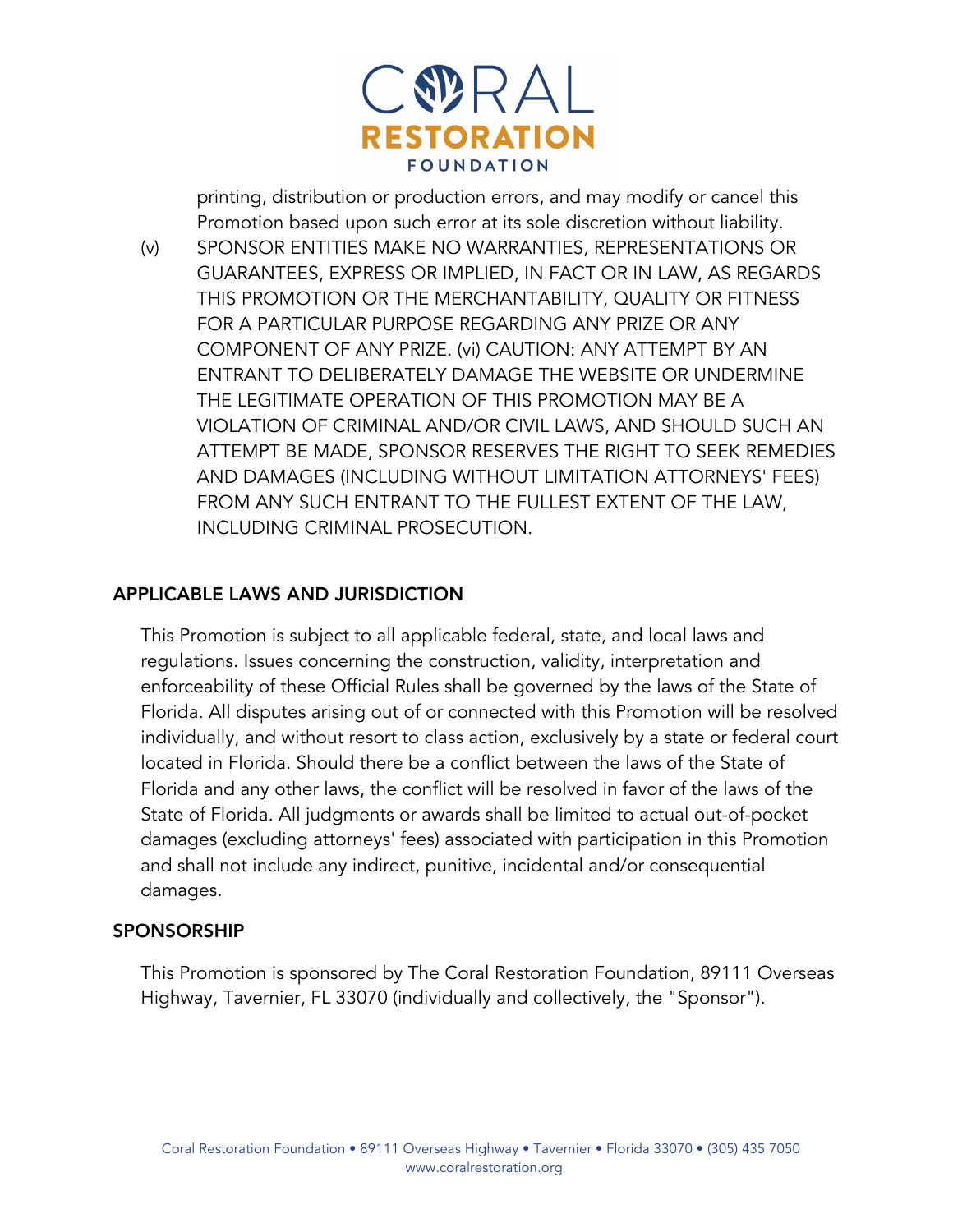printing, distribution or production errors, and may modify or cancel this Promotion based upon such error at its sole discretion without liability.

(v) SPONSOR ENTITIES MAKE NO WARRANTIES, REPRESENTATIONS OR GUARANTEES, EXPRESS OR IMPLIED, IN FACT OR IN LAW, AS REGARDS THIS PROMOTION OR THE MERCHANTABILITY, QUALITY OR FITNESS FOR A PARTICULAR PURPOSE REGARDING ANY PRIZE OR ANY COMPONENT OF ANY PRIZE. (vi) CAUTION: ANY ATTEMPT BY AN ENTRANT TO DELIBERATELY DAMAGE THE WEBSITE OR UNDERMINE THE LEGITIMATE OPERATION OF THIS PROMOTION MAY BE A VIOLATION OF CRIMINAL AND/OR CIVIL LAWS, AND SHOULD SUCH AN ATTEMPT BE MADE, SPONSOR RESERVES THE RIGHT TO SEEK REMEDIES AND DAMAGES (INCLUDING WITHOUT LIMITATION ATTORNEYS' FEES) FROM ANY SUCH ENTRANT TO THE FULLEST EXTENT OF THE LAW, INCLUDING CRIMINAL PROSECUTION.

## APPLICABLE LAWS AND JURISDICTION

This Promotion is subject to all applicable federal, state, and local laws and regulations. Issues concerning the construction, validity, interpretation and enforceability of these Official Rules shall be governed by the laws of the State of Florida. All disputes arising out of or connected with this Promotion will be resolved individually, and without resort to class action, exclusively by a state or federal court located in Florida. Should there be a conflict between the laws of the State of Florida and any other laws, the conflict will be resolved in favor of the laws of the State of Florida. All judgments or awards shall be limited to actual out-of-pocket damages (excluding attorneys' fees) associated with participation in this Promotion and shall not include any indirect, punitive, incidental and/or consequential damages.

## SPONSORSHIP

This Promotion is sponsored by The Coral Restoration Foundation, 89111 Overseas Highway, Tavernier, FL 33070 (individually and collectively, the "Sponsor").